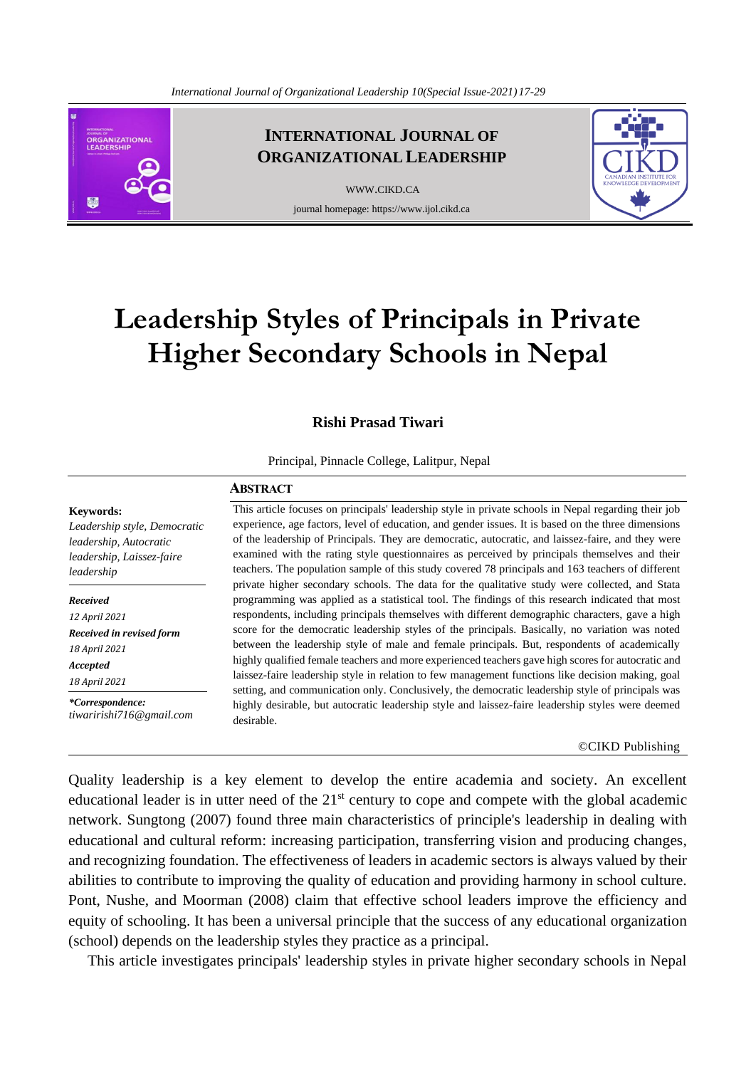# Leadership Styles of Principals in Private Higher Secondary Schools in Nepal

**Rishi Prasad Tiwari**

Principal, Pinnacle College, Lalitpur, Nepal

**Keywords:**
*Leadership style, Democratic leadership, Autocratic leadership, Laissez-faire leadership*

***Received***
*12 April 2021*
***Received in revised form***
*18 April 2021*
***Accepted***
*18 April 2021*

***\*Correspondence:***
*tiwaririshi716@gmail.com*

## ABSTRACT

This article focuses on principals' leadership style in private schools in Nepal regarding their job experience, age factors, level of education, and gender issues. It is based on the three dimensions of the leadership of Principals. They are democratic, autocratic, and laissez-faire, and they were examined with the rating style questionnaires as perceived by principals themselves and their teachers. The population sample of this study covered 78 principals and 163 teachers of different private higher secondary schools. The data for the qualitative study were collected, and Stata programming was applied as a statistical tool. The findings of this research indicated that most respondents, including principals themselves with different demographic characters, gave a high score for the democratic leadership styles of the principals. Basically, no variation was noted between the leadership style of male and female principals. But, respondents of academically highly qualified female teachers and more experienced teachers gave high scores for autocratic and laissez-faire leadership style in relation to few management functions like decision making, goal setting, and communication only. Conclusively, the democratic leadership style of principals was highly desirable, but autocratic leadership style and laissez-faire leadership styles were deemed desirable.

©CIKD Publishing

Quality leadership is a key element to develop the entire academia and society. An excellent educational leader is in utter need of the 21st century to cope and compete with the global academic network. Sungtong (2007) found three main characteristics of principle's leadership in dealing with educational and cultural reform: increasing participation, transferring vision and producing changes, and recognizing foundation. The effectiveness of leaders in academic sectors is always valued by their abilities to contribute to improving the quality of education and providing harmony in school culture. Pont, Nushe, and Moorman (2008) claim that effective school leaders improve the efficiency and equity of schooling. It has been a universal principle that the success of any educational organization (school) depends on the leadership styles they practice as a principal.

This article investigates principals' leadership styles in private higher secondary schools in Nepal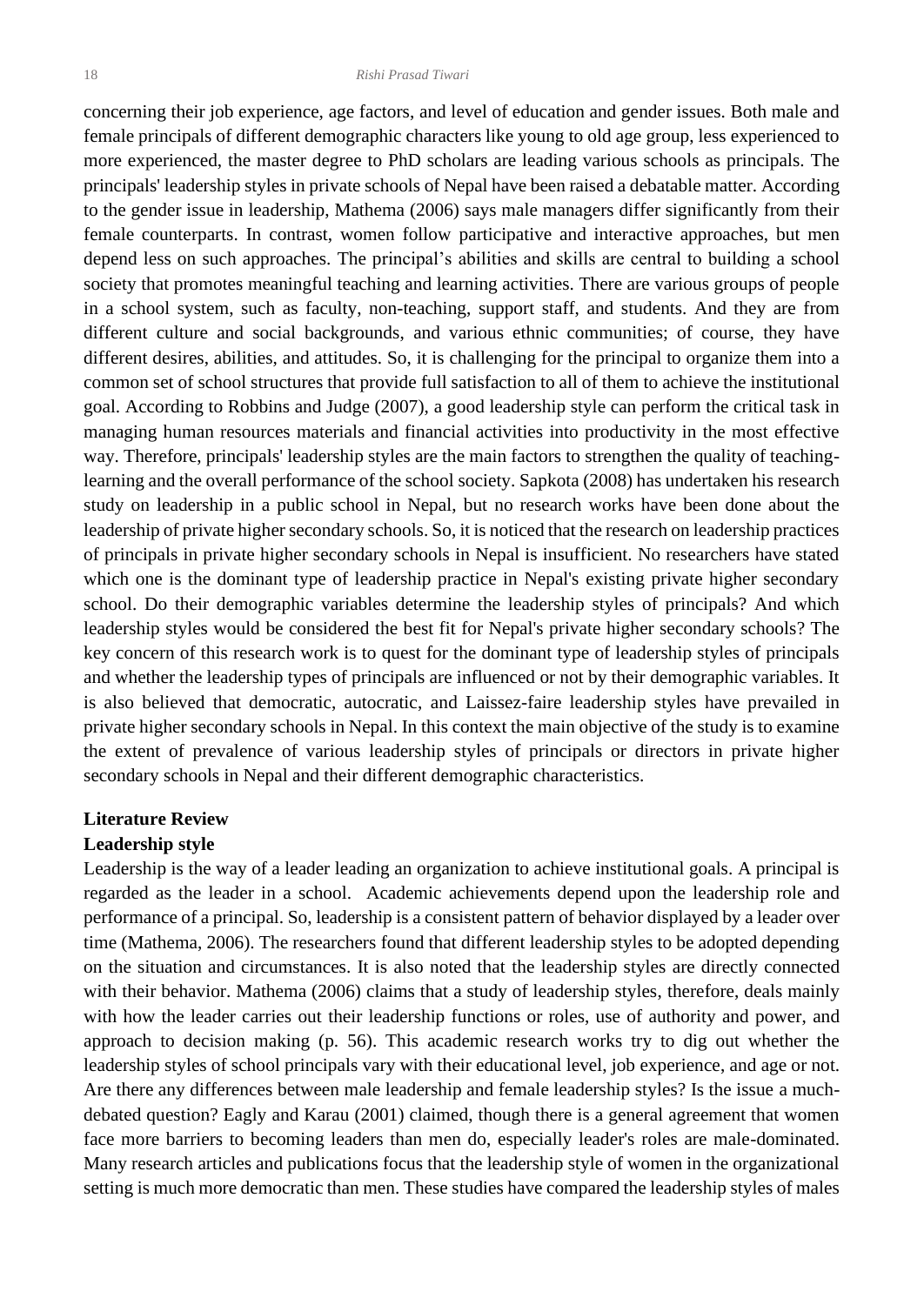concerning their job experience, age factors, and level of education and gender issues. Both male and female principals of different demographic characters like young to old age group, less experienced to more experienced, the master degree to PhD scholars are leading various schools as principals. The principals' leadership styles in private schools of Nepal have been raised a debatable matter. According to the gender issue in leadership, Mathema (2006) says male managers differ significantly from their female counterparts. In contrast, women follow participative and interactive approaches, but men depend less on such approaches. The principal's abilities and skills are central to building a school society that promotes meaningful teaching and learning activities. There are various groups of people in a school system, such as faculty, non-teaching, support staff, and students. And they are from different culture and social backgrounds, and various ethnic communities; of course, they have different desires, abilities, and attitudes. So, it is challenging for the principal to organize them into a common set of school structures that provide full satisfaction to all of them to achieve the institutional goal. According to Robbins and Judge (2007), a good leadership style can perform the critical task in managing human resources materials and financial activities into productivity in the most effective way. Therefore, principals' leadership styles are the main factors to strengthen the quality of teaching-learning and the overall performance of the school society. Sapkota (2008) has undertaken his research study on leadership in a public school in Nepal, but no research works have been done about the leadership of private higher secondary schools. So, it is noticed that the research on leadership practices of principals in private higher secondary schools in Nepal is insufficient. No researchers have stated which one is the dominant type of leadership practice in Nepal's existing private higher secondary school. Do their demographic variables determine the leadership styles of principals? And which leadership styles would be considered the best fit for Nepal's private higher secondary schools? The key concern of this research work is to quest for the dominant type of leadership styles of principals and whether the leadership types of principals are influenced or not by their demographic variables. It is also believed that democratic, autocratic, and Laissez-faire leadership styles have prevailed in private higher secondary schools in Nepal. In this context the main objective of the study is to examine the extent of prevalence of various leadership styles of principals or directors in private higher secondary schools in Nepal and their different demographic characteristics.

## Literature Review

### Leadership style

Leadership is the way of a leader leading an organization to achieve institutional goals. A principal is regarded as the leader in a school. Academic achievements depend upon the leadership role and performance of a principal. So, leadership is a consistent pattern of behavior displayed by a leader over time (Mathema, 2006). The researchers found that different leadership styles to be adopted depending on the situation and circumstances. It is also noted that the leadership styles are directly connected with their behavior. Mathema (2006) claims that a study of leadership styles, therefore, deals mainly with how the leader carries out their leadership functions or roles, use of authority and power, and approach to decision making (p. 56). This academic research works try to dig out whether the leadership styles of school principals vary with their educational level, job experience, and age or not. Are there any differences between male leadership and female leadership styles? Is the issue a much-debated question? Eagly and Karau (2001) claimed, though there is a general agreement that women face more barriers to becoming leaders than men do, especially leader's roles are male-dominated. Many research articles and publications focus that the leadership style of women in the organizational setting is much more democratic than men. These studies have compared the leadership styles of males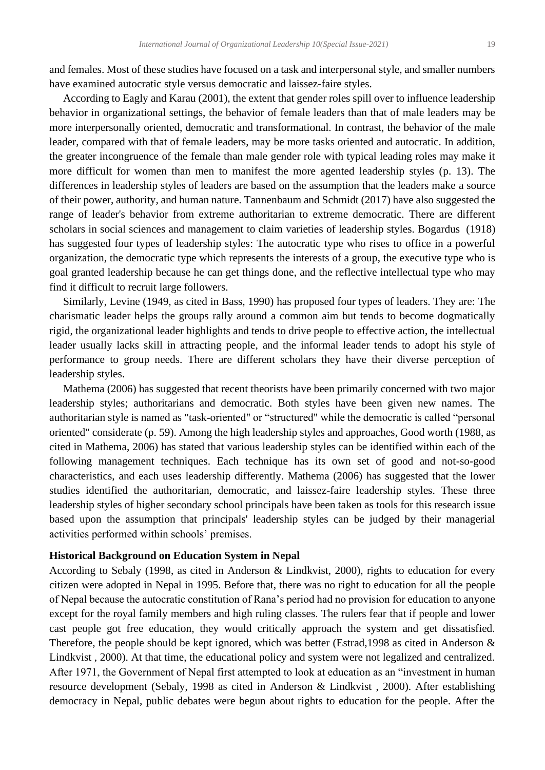and females. Most of these studies have focused on a task and interpersonal style, and smaller numbers have examined autocratic style versus democratic and laissez-faire styles.

According to Eagly and Karau (2001), the extent that gender roles spill over to influence leadership behavior in organizational settings, the behavior of female leaders than that of male leaders may be more interpersonally oriented, democratic and transformational. In contrast, the behavior of the male leader, compared with that of female leaders, may be more tasks oriented and autocratic. In addition, the greater incongruence of the female than male gender role with typical leading roles may make it more difficult for women than men to manifest the more agented leadership styles (p. 13). The differences in leadership styles of leaders are based on the assumption that the leaders make a source of their power, authority, and human nature. Tannenbaum and Schmidt (2017) have also suggested the range of leader's behavior from extreme authoritarian to extreme democratic. There are different scholars in social sciences and management to claim varieties of leadership styles. Bogardus (1918) has suggested four types of leadership styles: The autocratic type who rises to office in a powerful organization, the democratic type which represents the interests of a group, the executive type who is goal granted leadership because he can get things done, and the reflective intellectual type who may find it difficult to recruit large followers.

Similarly, Levine (1949, as cited in Bass, 1990) has proposed four types of leaders. They are: The charismatic leader helps the groups rally around a common aim but tends to become dogmatically rigid, the organizational leader highlights and tends to drive people to effective action, the intellectual leader usually lacks skill in attracting people, and the informal leader tends to adopt his style of performance to group needs. There are different scholars they have their diverse perception of leadership styles.

Mathema (2006) has suggested that recent theorists have been primarily concerned with two major leadership styles; authoritarians and democratic. Both styles have been given new names. The authoritarian style is named as "task-oriented" or "structured" while the democratic is called "personal oriented" considerate (p. 59). Among the high leadership styles and approaches, Good worth (1988, as cited in Mathema, 2006) has stated that various leadership styles can be identified within each of the following management techniques. Each technique has its own set of good and not-so-good characteristics, and each uses leadership differently. Mathema (2006) has suggested that the lower studies identified the authoritarian, democratic, and laissez-faire leadership styles. These three leadership styles of higher secondary school principals have been taken as tools for this research issue based upon the assumption that principals' leadership styles can be judged by their managerial activities performed within schools' premises.

**Historical Background on Education System in Nepal**

According to Sebaly (1998, as cited in Anderson & Lindkvist, 2000), rights to education for every citizen were adopted in Nepal in 1995. Before that, there was no right to education for all the people of Nepal because the autocratic constitution of Rana's period had no provision for education to anyone except for the royal family members and high ruling classes. The rulers fear that if people and lower cast people got free education, they would critically approach the system and get dissatisfied. Therefore, the people should be kept ignored, which was better (Estrad,1998 as cited in Anderson & Lindkvist , 2000). At that time, the educational policy and system were not legalized and centralized. After 1971, the Government of Nepal first attempted to look at education as an "investment in human resource development (Sebaly, 1998 as cited in Anderson & Lindkvist , 2000). After establishing democracy in Nepal, public debates were begun about rights to education for the people. After the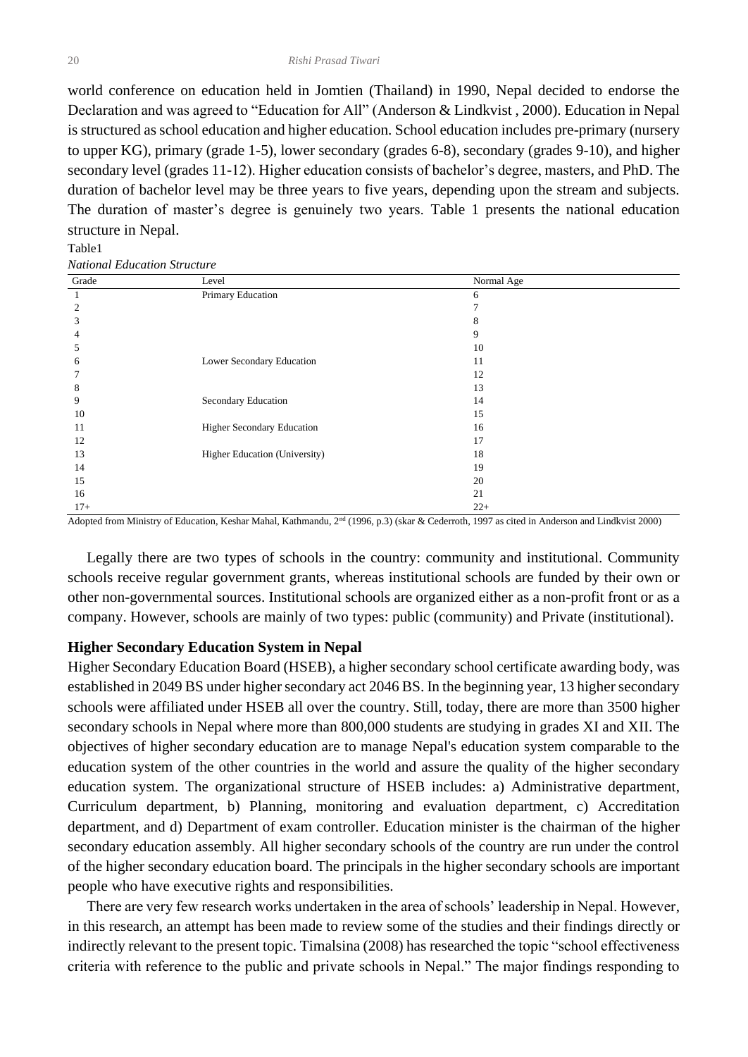world conference on education held in Jomtien (Thailand) in 1990, Nepal decided to endorse the Declaration and was agreed to "Education for All" (Anderson & Lindkvist , 2000). Education in Nepal is structured as school education and higher education. School education includes pre-primary (nursery to upper KG), primary (grade 1-5), lower secondary (grades 6-8), secondary (grades 9-10), and higher secondary level (grades 11-12). Higher education consists of bachelor's degree, masters, and PhD. The duration of bachelor level may be three years to five years, depending upon the stream and subjects. The duration of master's degree is genuinely two years. Table 1 presents the national education structure in Nepal.

Table1

*National Education Structure*

| Grade | Level | Normal Age |
|---|---|---|
| 1 | Primary Education | 6 |
| 2 | | 7 |
| 3 | | 8 |
| 4 | | 9 |
| 5 | | 10 |
| 6 | Lower Secondary Education | 11 |
| 7 | | 12 |
| 8 | | 13 |
| 9 | Secondary Education | 14 |
| 10 | | 15 |
| 11 | Higher Secondary Education | 16 |
| 12 | | 17 |
| 13 | Higher Education (University) | 18 |
| 14 | | 19 |
| 15 | | 20 |
| 16 | | 21 |
| 17+ | | 22+ |

Adopted from Ministry of Education, Keshar Mahal, Kathmandu, 2nd (1996, p.3) (skar & Cederroth, 1997 as cited in Anderson and Lindkvist 2000)

Legally there are two types of schools in the country: community and institutional. Community schools receive regular government grants, whereas institutional schools are funded by their own or other non-governmental sources. Institutional schools are organized either as a non-profit front or as a company. However, schools are mainly of two types: public (community) and Private (institutional).

### Higher Secondary Education System in Nepal

Higher Secondary Education Board (HSEB), a higher secondary school certificate awarding body, was established in 2049 BS under higher secondary act 2046 BS. In the beginning year, 13 higher secondary schools were affiliated under HSEB all over the country. Still, today, there are more than 3500 higher secondary schools in Nepal where more than 800,000 students are studying in grades XI and XII. The objectives of higher secondary education are to manage Nepal's education system comparable to the education system of the other countries in the world and assure the quality of the higher secondary education system. The organizational structure of HSEB includes: a) Administrative department, Curriculum department, b) Planning, monitoring and evaluation department, c) Accreditation department, and d) Department of exam controller. Education minister is the chairman of the higher secondary education assembly. All higher secondary schools of the country are run under the control of the higher secondary education board. The principals in the higher secondary schools are important people who have executive rights and responsibilities.

There are very few research works undertaken in the area of schools' leadership in Nepal. However, in this research, an attempt has been made to review some of the studies and their findings directly or indirectly relevant to the present topic. Timalsina (2008) has researched the topic "school effectiveness criteria with reference to the public and private schools in Nepal." The major findings responding to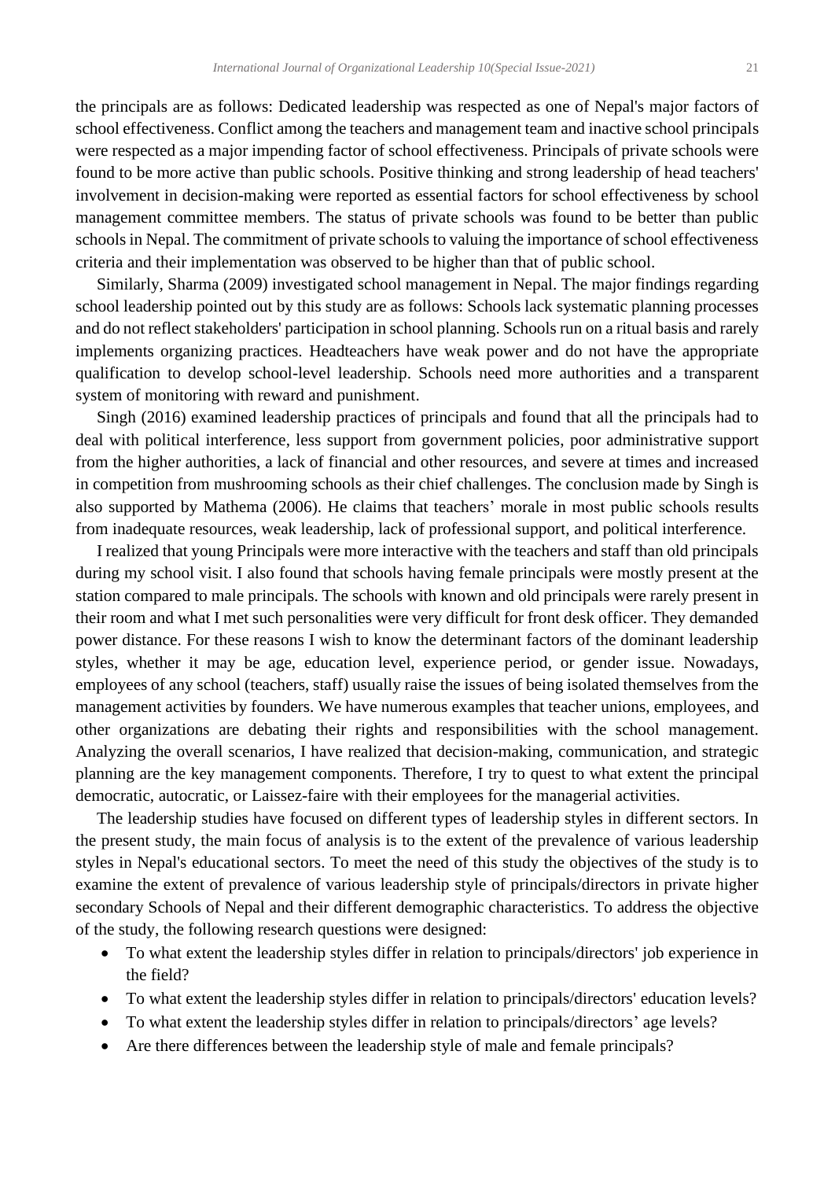the principals are as follows: Dedicated leadership was respected as one of Nepal's major factors of school effectiveness. Conflict among the teachers and management team and inactive school principals were respected as a major impending factor of school effectiveness. Principals of private schools were found to be more active than public schools. Positive thinking and strong leadership of head teachers' involvement in decision-making were reported as essential factors for school effectiveness by school management committee members. The status of private schools was found to be better than public schools in Nepal. The commitment of private schools to valuing the importance of school effectiveness criteria and their implementation was observed to be higher than that of public school.

Similarly, Sharma (2009) investigated school management in Nepal. The major findings regarding school leadership pointed out by this study are as follows: Schools lack systematic planning processes and do not reflect stakeholders' participation in school planning. Schools run on a ritual basis and rarely implements organizing practices. Headteachers have weak power and do not have the appropriate qualification to develop school-level leadership. Schools need more authorities and a transparent system of monitoring with reward and punishment.

Singh (2016) examined leadership practices of principals and found that all the principals had to deal with political interference, less support from government policies, poor administrative support from the higher authorities, a lack of financial and other resources, and severe at times and increased in competition from mushrooming schools as their chief challenges. The conclusion made by Singh is also supported by Mathema (2006). He claims that teachers' morale in most public schools results from inadequate resources, weak leadership, lack of professional support, and political interference.

I realized that young Principals were more interactive with the teachers and staff than old principals during my school visit. I also found that schools having female principals were mostly present at the station compared to male principals. The schools with known and old principals were rarely present in their room and what I met such personalities were very difficult for front desk officer. They demanded power distance. For these reasons I wish to know the determinant factors of the dominant leadership styles, whether it may be age, education level, experience period, or gender issue. Nowadays, employees of any school (teachers, staff) usually raise the issues of being isolated themselves from the management activities by founders. We have numerous examples that teacher unions, employees, and other organizations are debating their rights and responsibilities with the school management. Analyzing the overall scenarios, I have realized that decision-making, communication, and strategic planning are the key management components. Therefore, I try to quest to what extent the principal democratic, autocratic, or Laissez-faire with their employees for the managerial activities.

The leadership studies have focused on different types of leadership styles in different sectors. In the present study, the main focus of analysis is to the extent of the prevalence of various leadership styles in Nepal's educational sectors. To meet the need of this study the objectives of the study is to examine the extent of prevalence of various leadership style of principals/directors in private higher secondary Schools of Nepal and their different demographic characteristics. To address the objective of the study, the following research questions were designed:

- To what extent the leadership styles differ in relation to principals/directors' job experience in the field?
- To what extent the leadership styles differ in relation to principals/directors' education levels?
- To what extent the leadership styles differ in relation to principals/directors' age levels?
- Are there differences between the leadership style of male and female principals?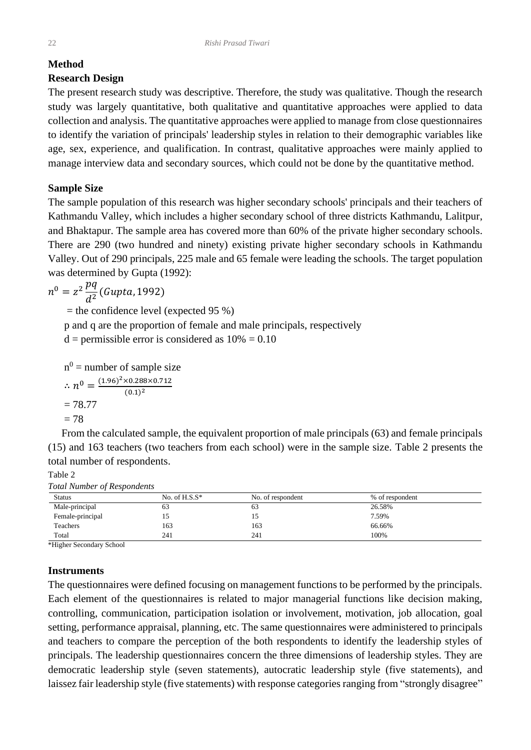## Method

### Research Design

The present research study was descriptive. Therefore, the study was qualitative. Though the research study was largely quantitative, both qualitative and quantitative approaches were applied to data collection and analysis. The quantitative approaches were applied to manage from close questionnaires to identify the variation of principals' leadership styles in relation to their demographic variables like age, sex, experience, and qualification. In contrast, qualitative approaches were mainly applied to manage interview data and secondary sources, which could not be done by the quantitative method.

### Sample Size

The sample population of this research was higher secondary schools' principals and their teachers of Kathmandu Valley, which includes a higher secondary school of three districts Kathmandu, Lalitpur, and Bhaktapur. The sample area has covered more than 60% of the private higher secondary schools. There are 290 (two hundred and ninety) existing private higher secondary schools in Kathmandu Valley. Out of 290 principals, 225 male and 65 female were leading the schools. The target population was determined by Gupta (1992):

$$n^0 = z^2 \frac{pq}{d^2} (Gupta, 1992)$$

= the confidence level (expected 95 %)

p and q are the proportion of female and male principals, respectively

d = permissible error is considered as 10% = 0.10

$n^0$ = number of sample size

$$\therefore n^0 = \frac{(1.96)^2 \times 0.288 \times 0.712}{(0.1)^2}$$

= 78.77

= 78

From the calculated sample, the equivalent proportion of male principals (63) and female principals (15) and 163 teachers (two teachers from each school) were in the sample size. Table 2 presents the total number of respondents.

Table 2

*Total Number of Respondents*

| Status | No. of H.S.S* | No. of respondent | % of respondent |
|---|---|---|---|
| Male-principal | 63 | 63 | 26.58% |
| Female-principal | 15 | 15 | 7.59% |
| Teachers | 163 | 163 | 66.66% |
| Total | 241 | 241 | 100% |

*Higher Secondary School

### Instruments

The questionnaires were defined focusing on management functions to be performed by the principals. Each element of the questionnaires is related to major managerial functions like decision making, controlling, communication, participation isolation or involvement, motivation, job allocation, goal setting, performance appraisal, planning, etc. The same questionnaires were administered to principals and teachers to compare the perception of the both respondents to identify the leadership styles of principals. The leadership questionnaires concern the three dimensions of leadership styles. They are democratic leadership style (seven statements), autocratic leadership style (five statements), and laissez fair leadership style (five statements) with response categories ranging from "strongly disagree"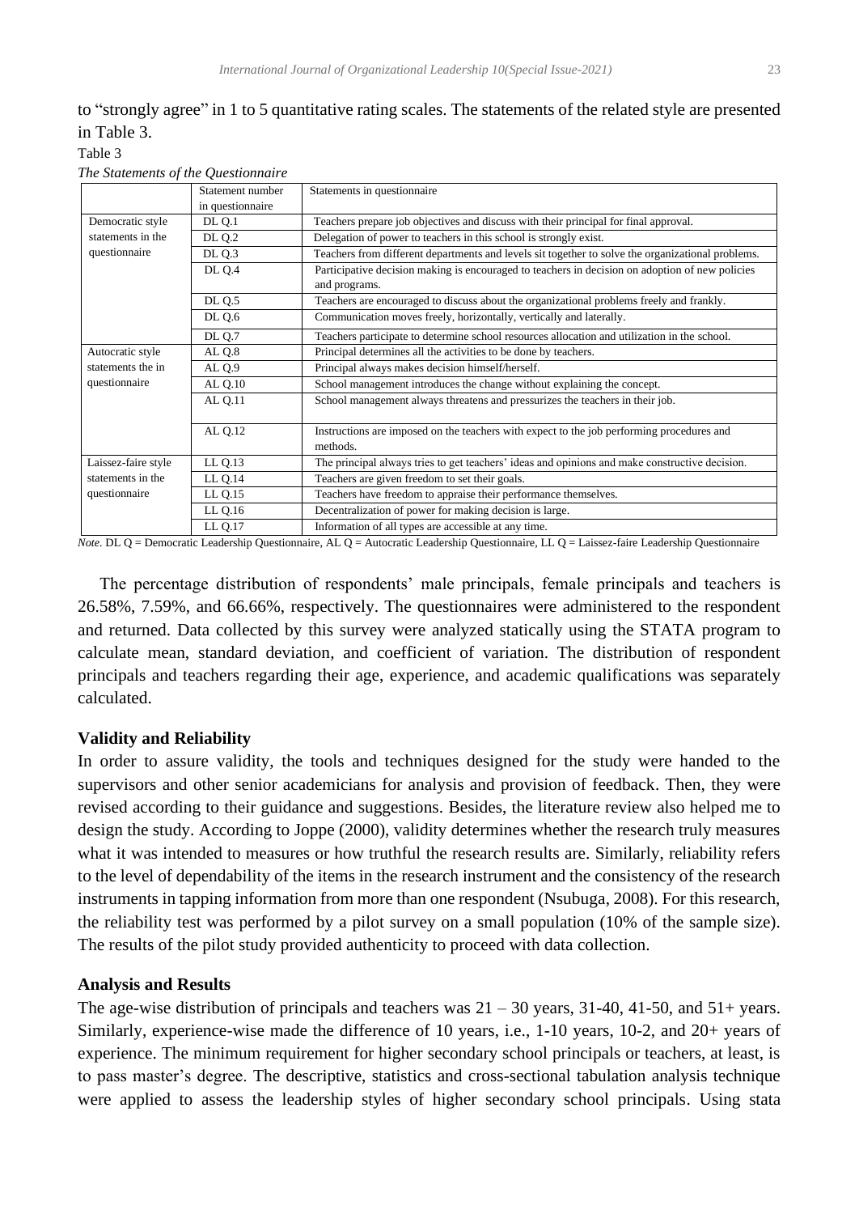to "strongly agree" in 1 to 5 quantitative rating scales. The statements of the related style are presented in Table 3.

Table 3

*The Statements of the Questionnaire*

| | Statement number in questionnaire | Statements in questionnaire |
|---|---|---|
| Democratic style statements in the questionnaire | DL Q.1 | Teachers prepare job objectives and discuss with their principal for final approval. |
| | DL Q.2 | Delegation of power to teachers in this school is strongly exist. |
| | DL Q.3 | Teachers from different departments and levels sit together to solve the organizational problems. |
| | DL Q.4 | Participative decision making is encouraged to teachers in decision on adoption of new policies and programs. |
| | DL Q.5 | Teachers are encouraged to discuss about the organizational problems freely and frankly. |
| | DL Q.6 | Communication moves freely, horizontally, vertically and laterally. |
| | DL Q.7 | Teachers participate to determine school resources allocation and utilization in the school. |
| Autocratic style statements the in questionnaire | AL Q.8 | Principal determines all the activities to be done by teachers. |
| | AL Q.9 | Principal always makes decision himself/herself. |
| | AL Q.10 | School management introduces the change without explaining the concept. |
| | AL Q.11 | School management always threatens and pressurizes the teachers in their job. |
| | AL Q.12 | Instructions are imposed on the teachers with expect to the job performing procedures and methods. |
| Laissez-faire style statements in the questionnaire | LL Q.13 | The principal always tries to get teachers' ideas and opinions and make constructive decision. |
| | LL Q.14 | Teachers are given freedom to set their goals. |
| | LL Q.15 | Teachers have freedom to appraise their performance themselves. |
| | LL Q.16 | Decentralization of power for making decision is large. |
| | LL Q.17 | Information of all types are accessible at any time. |

*Note.* DL Q = Democratic Leadership Questionnaire, AL Q = Autocratic Leadership Questionnaire, LL Q = Laissez-faire Leadership Questionnaire

The percentage distribution of respondents' male principals, female principals and teachers is 26.58%, 7.59%, and 66.66%, respectively. The questionnaires were administered to the respondent and returned. Data collected by this survey were analyzed statically using the STATA program to calculate mean, standard deviation, and coefficient of variation. The distribution of respondent principals and teachers regarding their age, experience, and academic qualifications was separately calculated.

### Validity and Reliability

In order to assure validity, the tools and techniques designed for the study were handed to the supervisors and other senior academicians for analysis and provision of feedback. Then, they were revised according to their guidance and suggestions. Besides, the literature review also helped me to design the study. According to Joppe (2000), validity determines whether the research truly measures what it was intended to measures or how truthful the research results are. Similarly, reliability refers to the level of dependability of the items in the research instrument and the consistency of the research instruments in tapping information from more than one respondent (Nsubuga, 2008). For this research, the reliability test was performed by a pilot survey on a small population (10% of the sample size). The results of the pilot study provided authenticity to proceed with data collection.

### Analysis and Results

The age-wise distribution of principals and teachers was 21 – 30 years, 31-40, 41-50, and 51+ years. Similarly, experience-wise made the difference of 10 years, i.e., 1-10 years, 10-2, and 20+ years of experience. The minimum requirement for higher secondary school principals or teachers, at least, is to pass master's degree. The descriptive, statistics and cross-sectional tabulation analysis technique were applied to assess the leadership styles of higher secondary school principals. Using stata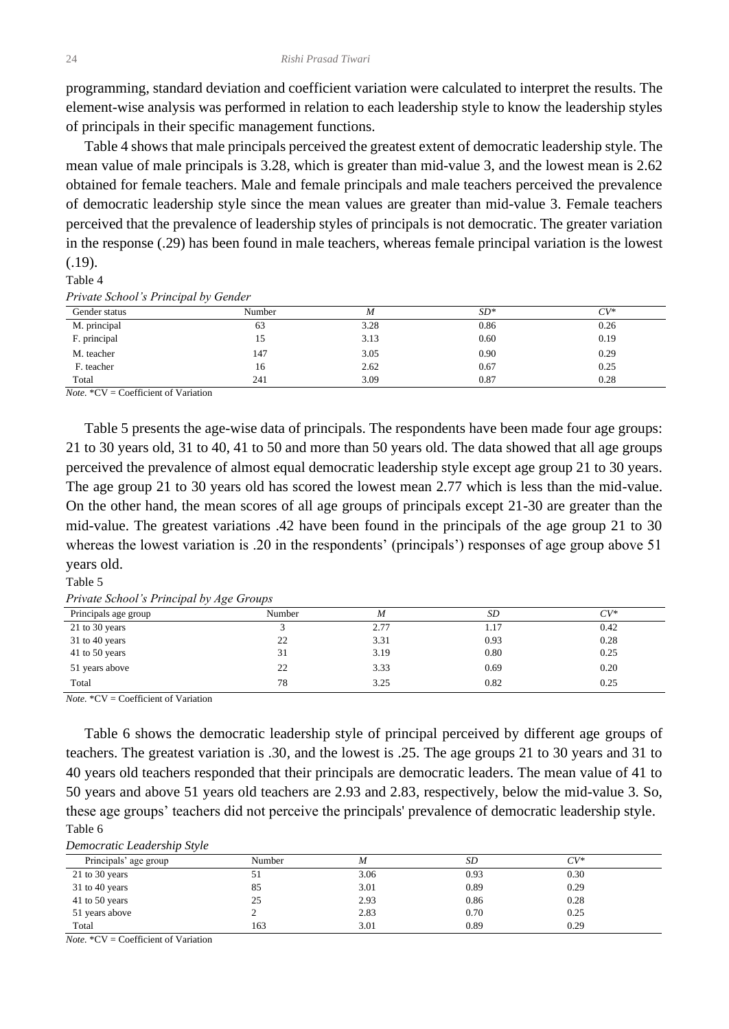programming, standard deviation and coefficient variation were calculated to interpret the results. The element-wise analysis was performed in relation to each leadership style to know the leadership styles of principals in their specific management functions.

Table 4 shows that male principals perceived the greatest extent of democratic leadership style. The mean value of male principals is 3.28, which is greater than mid-value 3, and the lowest mean is 2.62 obtained for female teachers. Male and female principals and male teachers perceived the prevalence of democratic leadership style since the mean values are greater than mid-value 3. Female teachers perceived that the prevalence of leadership styles of principals is not democratic. The greater variation in the response (.29) has been found in male teachers, whereas female principal variation is the lowest (.19).

Table 4

*Private School's Principal by Gender*

| Gender status | Number | *M* | *SD** | *CV** |
|---|---|---|---|---|
| M. principal | 63 | 3.28 | 0.86 | 0.26 |
| F. principal | 15 | 3.13 | 0.60 | 0.19 |
| M. teacher | 147 | 3.05 | 0.90 | 0.29 |
| F. teacher | 16 | 2.62 | 0.67 | 0.25 |
| Total | 241 | 3.09 | 0.87 | 0.28 |

*Note.* *CV = Coefficient of Variation

Table 5 presents the age-wise data of principals. The respondents have been made four age groups: 21 to 30 years old, 31 to 40, 41 to 50 and more than 50 years old. The data showed that all age groups perceived the prevalence of almost equal democratic leadership style except age group 21 to 30 years. The age group 21 to 30 years old has scored the lowest mean 2.77 which is less than the mid-value. On the other hand, the mean scores of all age groups of principals except 21-30 are greater than the mid-value. The greatest variations .42 have been found in the principals of the age group 21 to 30 whereas the lowest variation is .20 in the respondents' (principals') responses of age group above 51 years old.

Table 5

*Private School's Principal by Age Groups*

| Principals age group | Number | *M* | *SD* | *CV** |
|---|---|---|---|---|
| 21 to 30 years | 3 | 2.77 | 1.17 | 0.42 |
| 31 to 40 years | 22 | 3.31 | 0.93 | 0.28 |
| 41 to 50 years | 31 | 3.19 | 0.80 | 0.25 |
| 51 years above | 22 | 3.33 | 0.69 | 0.20 |
| Total | 78 | 3.25 | 0.82 | 0.25 |

*Note.* *CV = Coefficient of Variation

Table 6 shows the democratic leadership style of principal perceived by different age groups of teachers. The greatest variation is .30, and the lowest is .25. The age groups 21 to 30 years and 31 to 40 years old teachers responded that their principals are democratic leaders. The mean value of 41 to 50 years and above 51 years old teachers are 2.93 and 2.83, respectively, below the mid-value 3. So, these age groups' teachers did not perceive the principals' prevalence of democratic leadership style.

Table 6

*Democratic Leadership Style*

| Principals' age group | Number | *M* | *SD* | *CV** |
|---|---|---|---|---|
| 21 to 30 years | 51 | 3.06 | 0.93 | 0.30 |
| 31 to 40 years | 85 | 3.01 | 0.89 | 0.29 |
| 41 to 50 years | 25 | 2.93 | 0.86 | 0.28 |
| 51 years above | 2 | 2.83 | 0.70 | 0.25 |
| Total | 163 | 3.01 | 0.89 | 0.29 |

*Note.* *CV = Coefficient of Variation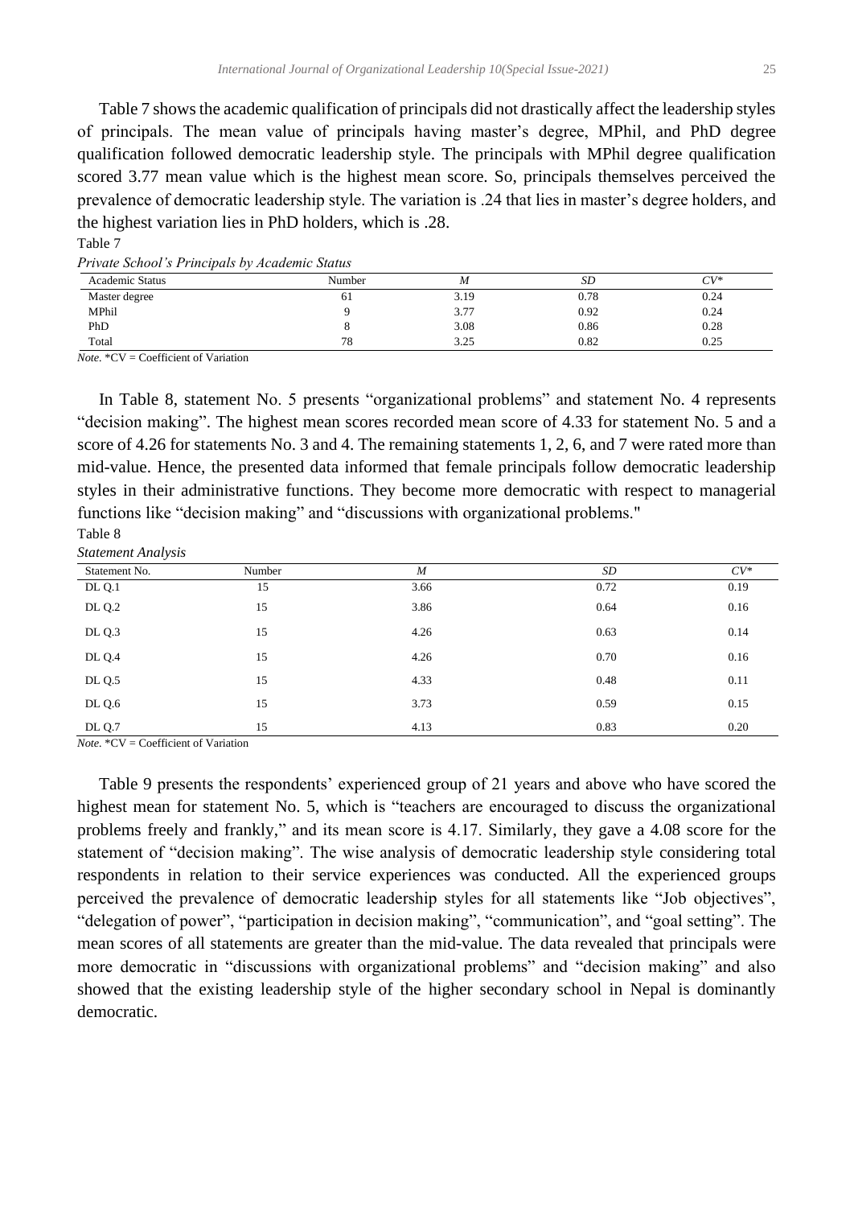Table 7 shows the academic qualification of principals did not drastically affect the leadership styles of principals. The mean value of principals having master's degree, MPhil, and PhD degree qualification followed democratic leadership style. The principals with MPhil degree qualification scored 3.77 mean value which is the highest mean score. So, principals themselves perceived the prevalence of democratic leadership style. The variation is .24 that lies in master's degree holders, and the highest variation lies in PhD holders, which is .28.

Table 7

*Private School's Principals by Academic Status*

| Academic Status | Number | *M* | *SD* | *CV\** |
|---|---|---|---|---|
| Master degree | 61 | 3.19 | 0.78 | 0.24 |
| MPhil | 9 | 3.77 | 0.92 | 0.24 |
| PhD | 8 | 3.08 | 0.86 | 0.28 |
| Total | 78 | 3.25 | 0.82 | 0.25 |

*Note.* *CV = Coefficient of Variation

In Table 8, statement No. 5 presents "organizational problems" and statement No. 4 represents "decision making". The highest mean scores recorded mean score of 4.33 for statement No. 5 and a score of 4.26 for statements No. 3 and 4. The remaining statements 1, 2, 6, and 7 were rated more than mid-value. Hence, the presented data informed that female principals follow democratic leadership styles in their administrative functions. They become more democratic with respect to managerial functions like "decision making" and "discussions with organizational problems."

Table 8

*Statement Analysis*

| Statement No. | Number | *M* | *SD* | *CV\** |
|---|---|---|---|---|
| DL Q.1 | 15 | 3.66 | 0.72 | 0.19 |
| DL Q.2 | 15 | 3.86 | 0.64 | 0.16 |
| DL Q.3 | 15 | 4.26 | 0.63 | 0.14 |
| DL Q.4 | 15 | 4.26 | 0.70 | 0.16 |
| DL Q.5 | 15 | 4.33 | 0.48 | 0.11 |
| DL Q.6 | 15 | 3.73 | 0.59 | 0.15 |
| DL Q.7 | 15 | 4.13 | 0.83 | 0.20 |

*Note.* *CV = Coefficient of Variation

Table 9 presents the respondents' experienced group of 21 years and above who have scored the highest mean for statement No. 5, which is "teachers are encouraged to discuss the organizational problems freely and frankly," and its mean score is 4.17. Similarly, they gave a 4.08 score for the statement of "decision making". The wise analysis of democratic leadership style considering total respondents in relation to their service experiences was conducted. All the experienced groups perceived the prevalence of democratic leadership styles for all statements like "Job objectives", "delegation of power", "participation in decision making", "communication", and "goal setting". The mean scores of all statements are greater than the mid-value. The data revealed that principals were more democratic in "discussions with organizational problems" and "decision making" and also showed that the existing leadership style of the higher secondary school in Nepal is dominantly democratic.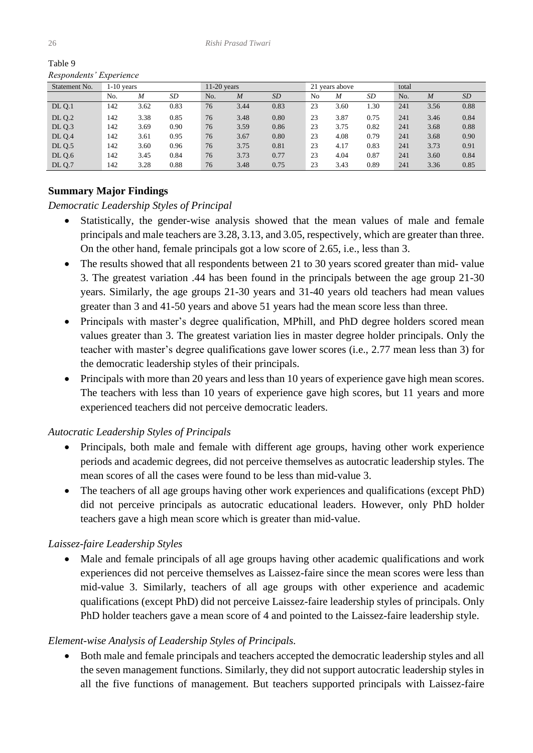Table 9

*Respondents' Experience*

| Statement No. | 1-10 years | | | 11-20 years | | | 21 years above | | | total | | |
|---|---|---|---|---|---|---|---|---|---|---|---|---|
| | No. | *M* | *SD* | No. | *M* | *SD* | No | *M* | *SD* | No. | *M* | *SD* |
| DL Q.1 | 142 | 3.62 | 0.83 | 76 | 3.44 | 0.83 | 23 | 3.60 | 1.30 | 241 | 3.56 | 0.88 |
| DL Q.2 | 142 | 3.38 | 0.85 | 76 | 3.48 | 0.80 | 23 | 3.87 | 0.75 | 241 | 3.46 | 0.84 |
| DL Q.3 | 142 | 3.69 | 0.90 | 76 | 3.59 | 0.86 | 23 | 3.75 | 0.82 | 241 | 3.68 | 0.88 |
| DL Q.4 | 142 | 3.61 | 0.95 | 76 | 3.67 | 0.80 | 23 | 4.08 | 0.79 | 241 | 3.68 | 0.90 |
| DL Q.5 | 142 | 3.60 | 0.96 | 76 | 3.75 | 0.81 | 23 | 4.17 | 0.83 | 241 | 3.73 | 0.91 |
| DL Q.6 | 142 | 3.45 | 0.84 | 76 | 3.73 | 0.77 | 23 | 4.04 | 0.87 | 241 | 3.60 | 0.84 |
| DL Q.7 | 142 | 3.28 | 0.88 | 76 | 3.48 | 0.75 | 23 | 3.43 | 0.89 | 241 | 3.36 | 0.85 |

## Summary Major Findings

*Democratic Leadership Styles of Principal*

- Statistically, the gender-wise analysis showed that the mean values of male and female principals and male teachers are 3.28, 3.13, and 3.05, respectively, which are greater than three. On the other hand, female principals got a low score of 2.65, i.e., less than 3.
- The results showed that all respondents between 21 to 30 years scored greater than mid- value 3. The greatest variation .44 has been found in the principals between the age group 21-30 years. Similarly, the age groups 21-30 years and 31-40 years old teachers had mean values greater than 3 and 41-50 years and above 51 years had the mean score less than three.
- Principals with master's degree qualification, MPhill, and PhD degree holders scored mean values greater than 3. The greatest variation lies in master degree holder principals. Only the teacher with master's degree qualifications gave lower scores (i.e., 2.77 mean less than 3) for the democratic leadership styles of their principals.
- Principals with more than 20 years and less than 10 years of experience gave high mean scores. The teachers with less than 10 years of experience gave high scores, but 11 years and more experienced teachers did not perceive democratic leaders.

*Autocratic Leadership Styles of Principals*

- Principals, both male and female with different age groups, having other work experience periods and academic degrees, did not perceive themselves as autocratic leadership styles. The mean scores of all the cases were found to be less than mid-value 3.
- The teachers of all age groups having other work experiences and qualifications (except PhD) did not perceive principals as autocratic educational leaders. However, only PhD holder teachers gave a high mean score which is greater than mid-value.

*Laissez-faire Leadership Styles*

- Male and female principals of all age groups having other academic qualifications and work experiences did not perceive themselves as Laissez-faire since the mean scores were less than mid-value 3. Similarly, teachers of all age groups with other experience and academic qualifications (except PhD) did not perceive Laissez-faire leadership styles of principals. Only PhD holder teachers gave a mean score of 4 and pointed to the Laissez-faire leadership style.

*Element-wise Analysis of Leadership Styles of Principals.*

- Both male and female principals and teachers accepted the democratic leadership styles and all the seven management functions. Similarly, they did not support autocratic leadership styles in all the five functions of management. But teachers supported principals with Laissez-faire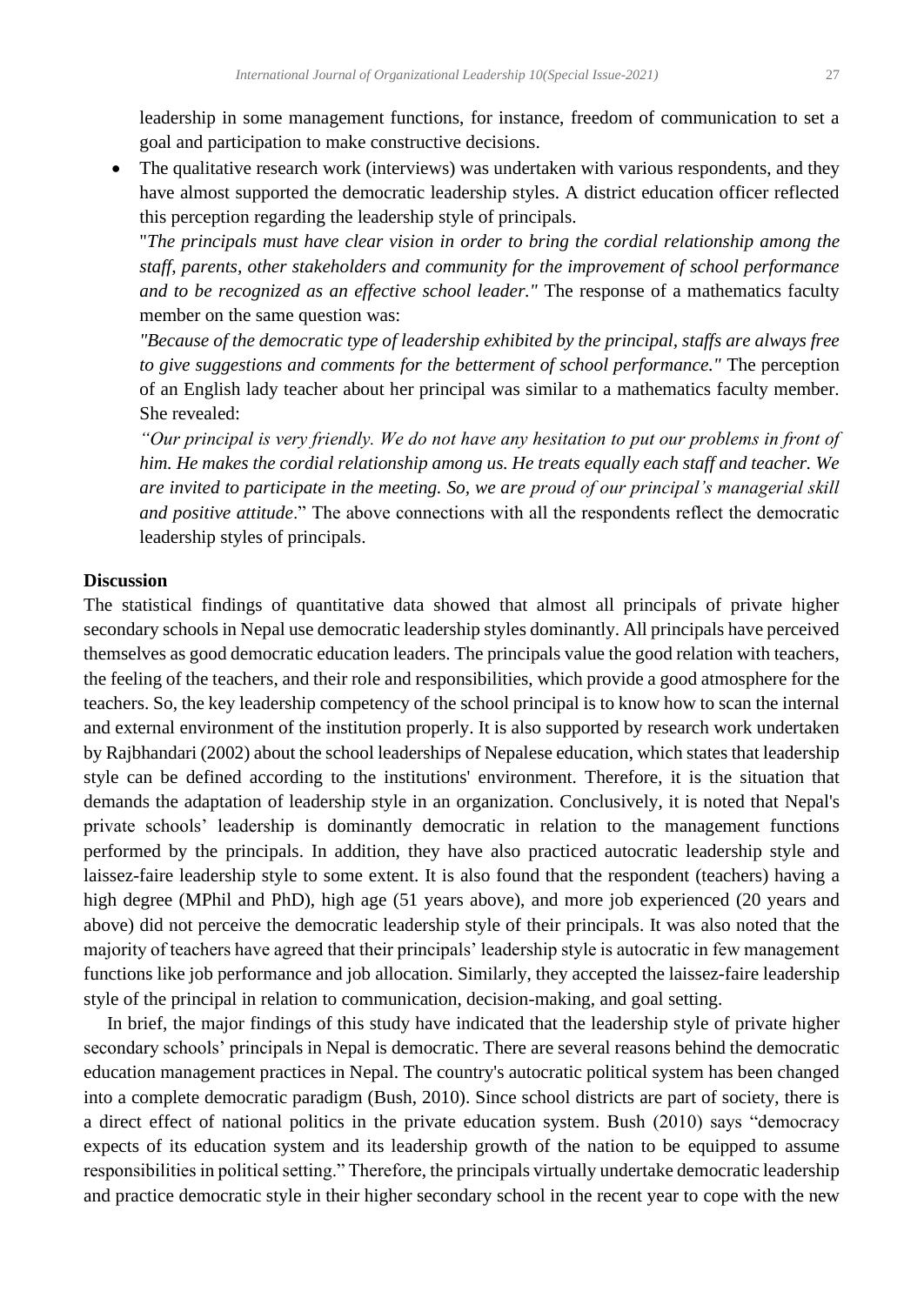leadership in some management functions, for instance, freedom of communication to set a goal and participation to make constructive decisions.

- The qualitative research work (interviews) was undertaken with various respondents, and they have almost supported the democratic leadership styles. A district education officer reflected this perception regarding the leadership style of principals.
"*The principals must have clear vision in order to bring the cordial relationship among the staff, parents, other stakeholders and community for the improvement of school performance and to be recognized as an effective school leader."* The response of a mathematics faculty member on the same question was:
*"Because of the democratic type of leadership exhibited by the principal, staffs are always free to give suggestions and comments for the betterment of school performance."* The perception of an English lady teacher about her principal was similar to a mathematics faculty member. She revealed:
*"Our principal is very friendly. We do not have any hesitation to put our problems in front of him. He makes the cordial relationship among us. He treats equally each staff and teacher. We are invited to participate in the meeting. So, we are proud of our principal's managerial skill and positive attitude*." The above connections with all the respondents reflect the democratic leadership styles of principals.

**Discussion**

The statistical findings of quantitative data showed that almost all principals of private higher secondary schools in Nepal use democratic leadership styles dominantly. All principals have perceived themselves as good democratic education leaders. The principals value the good relation with teachers, the feeling of the teachers, and their role and responsibilities, which provide a good atmosphere for the teachers. So, the key leadership competency of the school principal is to know how to scan the internal and external environment of the institution properly. It is also supported by research work undertaken by Rajbhandari (2002) about the school leaderships of Nepalese education, which states that leadership style can be defined according to the institutions' environment. Therefore, it is the situation that demands the adaptation of leadership style in an organization. Conclusively, it is noted that Nepal's private schools' leadership is dominantly democratic in relation to the management functions performed by the principals. In addition, they have also practiced autocratic leadership style and laissez-faire leadership style to some extent. It is also found that the respondent (teachers) having a high degree (MPhil and PhD), high age (51 years above), and more job experienced (20 years and above) did not perceive the democratic leadership style of their principals. It was also noted that the majority of teachers have agreed that their principals' leadership style is autocratic in few management functions like job performance and job allocation. Similarly, they accepted the laissez-faire leadership style of the principal in relation to communication, decision-making, and goal setting.

In brief, the major findings of this study have indicated that the leadership style of private higher secondary schools' principals in Nepal is democratic. There are several reasons behind the democratic education management practices in Nepal. The country's autocratic political system has been changed into a complete democratic paradigm (Bush, 2010). Since school districts are part of society, there is a direct effect of national politics in the private education system. Bush (2010) says "democracy expects of its education system and its leadership growth of the nation to be equipped to assume responsibilities in political setting." Therefore, the principals virtually undertake democratic leadership and practice democratic style in their higher secondary school in the recent year to cope with the new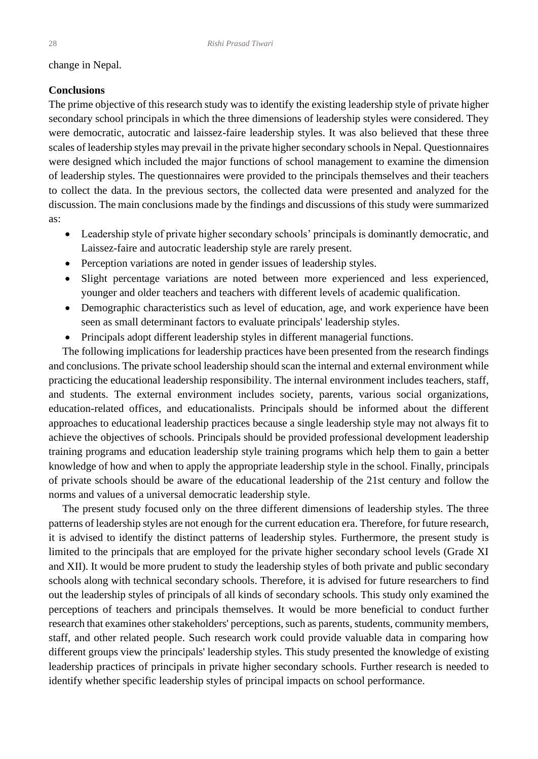change in Nepal.

**Conclusions**

The prime objective of this research study was to identify the existing leadership style of private higher secondary school principals in which the three dimensions of leadership styles were considered. They were democratic, autocratic and laissez-faire leadership styles. It was also believed that these three scales of leadership styles may prevail in the private higher secondary schools in Nepal. Questionnaires were designed which included the major functions of school management to examine the dimension of leadership styles. The questionnaires were provided to the principals themselves and their teachers to collect the data. In the previous sectors, the collected data were presented and analyzed for the discussion. The main conclusions made by the findings and discussions of this study were summarized as:

- Leadership style of private higher secondary schools' principals is dominantly democratic, and Laissez-faire and autocratic leadership style are rarely present.
- Perception variations are noted in gender issues of leadership styles.
- Slight percentage variations are noted between more experienced and less experienced, younger and older teachers and teachers with different levels of academic qualification.
- Demographic characteristics such as level of education, age, and work experience have been seen as small determinant factors to evaluate principals' leadership styles.
- Principals adopt different leadership styles in different managerial functions.

The following implications for leadership practices have been presented from the research findings and conclusions. The private school leadership should scan the internal and external environment while practicing the educational leadership responsibility. The internal environment includes teachers, staff, and students. The external environment includes society, parents, various social organizations, education-related offices, and educationalists. Principals should be informed about the different approaches to educational leadership practices because a single leadership style may not always fit to achieve the objectives of schools. Principals should be provided professional development leadership training programs and education leadership style training programs which help them to gain a better knowledge of how and when to apply the appropriate leadership style in the school. Finally, principals of private schools should be aware of the educational leadership of the 21st century and follow the norms and values of a universal democratic leadership style.

The present study focused only on the three different dimensions of leadership styles. The three patterns of leadership styles are not enough for the current education era. Therefore, for future research, it is advised to identify the distinct patterns of leadership styles. Furthermore, the present study is limited to the principals that are employed for the private higher secondary school levels (Grade XI and XII). It would be more prudent to study the leadership styles of both private and public secondary schools along with technical secondary schools. Therefore, it is advised for future researchers to find out the leadership styles of principals of all kinds of secondary schools. This study only examined the perceptions of teachers and principals themselves. It would be more beneficial to conduct further research that examines other stakeholders' perceptions, such as parents, students, community members, staff, and other related people. Such research work could provide valuable data in comparing how different groups view the principals' leadership styles. This study presented the knowledge of existing leadership practices of principals in private higher secondary schools. Further research is needed to identify whether specific leadership styles of principal impacts on school performance.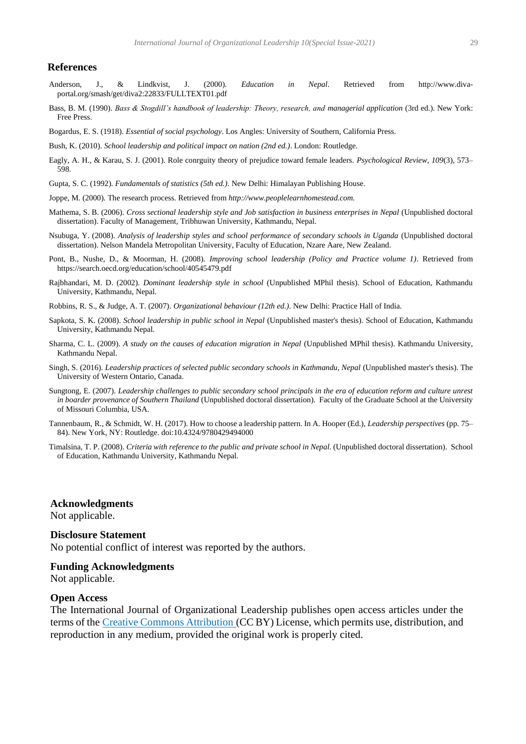## References

Anderson, J., & Lindkvist, J. (2000). *Education in Nepal*. Retrieved from http://www.diva-portal.org/smash/get/diva2:22833/FULLTEXT01.pdf

Bass, B. M. (1990). *Bass & Stogdill's handbook of leadership: Theory, research, and managerial application* (3rd ed.). New York: Free Press.

Bogardus, E. S. (1918). *Essential of social psychology*. Los Angles: University of Southern, California Press.

Bush, K. (2010). *School leadership and political impact on nation (2nd ed.)*. London: Routledge.

Eagly, A. H., & Karau, S. J. (2001). Role conrguity theory of prejudice toward female leaders. *Psychological Review, 109*(3), 573–598.

Gupta, S. C. (1992). *Fundamentals of statistics (5th ed.)*. New Delhi: Himalayan Publishing House.

Joppe, M. (2000). The research process. Retrieved from *http://www.peoplelearnhomestead.com.*

Mathema, S. B. (2006). *Cross sectional leadership style and Job satisfaction in business enterprises in Nepal* (Unpublished doctoral dissertation). Faculty of Management, Tribhuwan University, Kathmandu, Nepal.

Nsubuga, Y. (2008). *Analysis of leadership styles and school performance of secondary schools in Uganda* (Unpublished doctoral dissertation). Nelson Mandela Metropolitan University, Faculty of Education, Nzare Aare, New Zealand.

Pont, B., Nushe, D., & Moorman, H. (2008). *Improving school leadership (Policy and Practice volume 1)*. Retrieved from https://search.oecd.org/education/school/40545479.pdf

Rajbhandari, M. D. (2002). *Dominant leadership style in school* (Unpublished MPhil thesis). School of Education, Kathmandu University, Kathmandu, Nepal.

Robbins, R. S., & Judge, A. T. (2007). *Organizational behaviour (12th ed.)*. New Delhi: Practice Hall of India.

Sapkota, S. K. (2008). *School leadership in public school in Nepal* (Unpublished master's thesis). School of Education, Kathmandu University, Kathmandu Nepal.

Sharma, C. L. (2009). *A study on the causes of education migration in Nepal* (Unpublished MPhil thesis). Kathmandu University, Kathmandu Nepal.

Singh, S. (2016). *Leadership practices of selected public secondary schools in Kathmandu, Nepal* (Unpublished master's thesis). The University of Western Ontario, Canada.

Sungtong, E. (2007). *Leadership challenges to public secondary school principals in the era of education reform and culture unrest in boarder provenance of Southern Thailand* (Unpublished doctoral dissertation). Faculty of the Graduate School at the University of Missouri Columbia, USA.

Tannenbaum, R., & Schmidt, W. H. (2017). How to choose a leadership pattern. In A. Hooper (Ed.), *Leadership perspectives* (pp. 75–84). New York, NY: Routledge. doi:10.4324/9780429494000

Timalsina, T. P. (2008). *Criteria with reference to the public and private school in Nepal*. (Unpublished doctoral dissertation). School of Education, Kathmandu University, Kathmandu Nepal.

### Acknowledgments

Not applicable.

### Disclosure Statement

No potential conflict of interest was reported by the authors.

### Funding Acknowledgments

Not applicable.

### Open Access

The International Journal of Organizational Leadership publishes open access articles under the terms of the Creative Commons Attribution (CC BY) License, which permits use, distribution, and reproduction in any medium, provided the original work is properly cited.